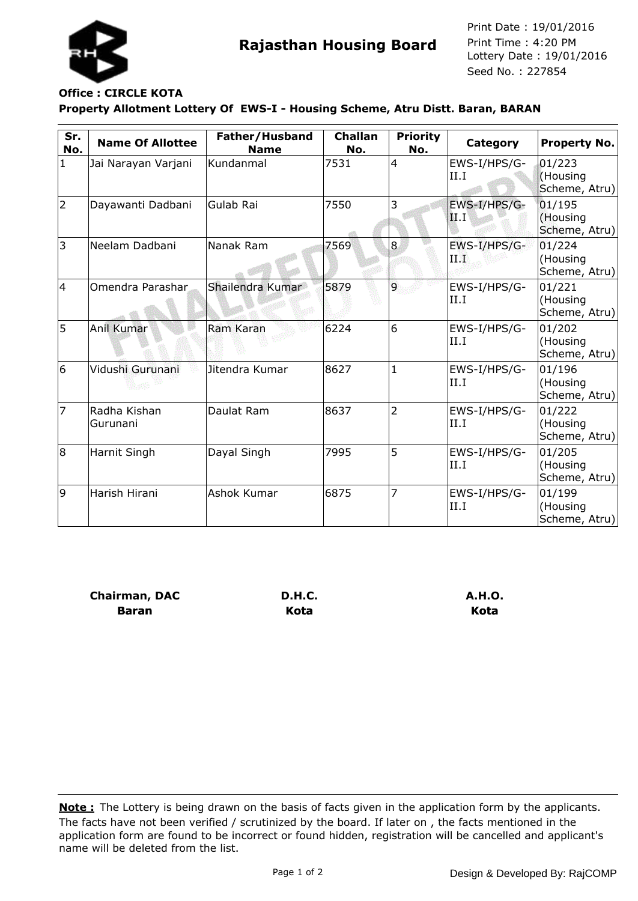# Rajasthan Housing Board

Print Date : 19/01/2016
Print Time : 4:20 PM
Lottery Date : 19/01/2016
Seed No. : 227854

**Office : CIRCLE KOTA**

**Property Allotment Lottery Of EWS-I - Housing Scheme, Atru Distt. Baran, BARAN**

| Sr. No. | Name Of Allottee | Father/Husband Name | Challan No. | Priority No. | Category | Property No. |
|---|---|---|---|---|---|---|
| 1 | Jai Narayan Varjani | Kundanmal | 7531 | 4 | EWS-I/HPS/G-II.I | 01/223 (Housing Scheme, Atru) |
| 2 | Dayawanti Dadbani | Gulab Rai | 7550 | 3 | EWS-I/HPS/G-II.I | 01/195 (Housing Scheme, Atru) |
| 3 | Neelam Dadbani | Nanak Ram | 7569 | 8 | EWS-I/HPS/G-II.I | 01/224 (Housing Scheme, Atru) |
| 4 | Omendra Parashar | Shailendra Kumar | 5879 | 9 | EWS-I/HPS/G-II.I | 01/221 (Housing Scheme, Atru) |
| 5 | Anil Kumar | Ram Karan | 6224 | 6 | EWS-I/HPS/G-II.I | 01/202 (Housing Scheme, Atru) |
| 6 | Vidushi Gurunani | Jitendra Kumar | 8627 | 1 | EWS-I/HPS/G-II.I | 01/196 (Housing Scheme, Atru) |
| 7 | Radha Kishan Gurunani | Daulat Ram | 8637 | 2 | EWS-I/HPS/G-II.I | 01/222 (Housing Scheme, Atru) |
| 8 | Harnit Singh | Dayal Singh | 7995 | 5 | EWS-I/HPS/G-II.I | 01/205 (Housing Scheme, Atru) |
| 9 | Harish Hirani | Ashok Kumar | 6875 | 7 | EWS-I/HPS/G-II.I | 01/199 (Housing Scheme, Atru) |

**Chairman, DAC**
**Baran**

**D.H.C.**
**Kota**

**A.H.O.**
**Kota**

**Note :** The Lottery is being drawn on the basis of facts given in the application form by the applicants. The facts have not been verified / scrutinized by the board. If later on , the facts mentioned in the application form are found to be incorrect or found hidden, registration will be cancelled and applicant's name will be deleted from the list.

Design & Developed By: RajCOMP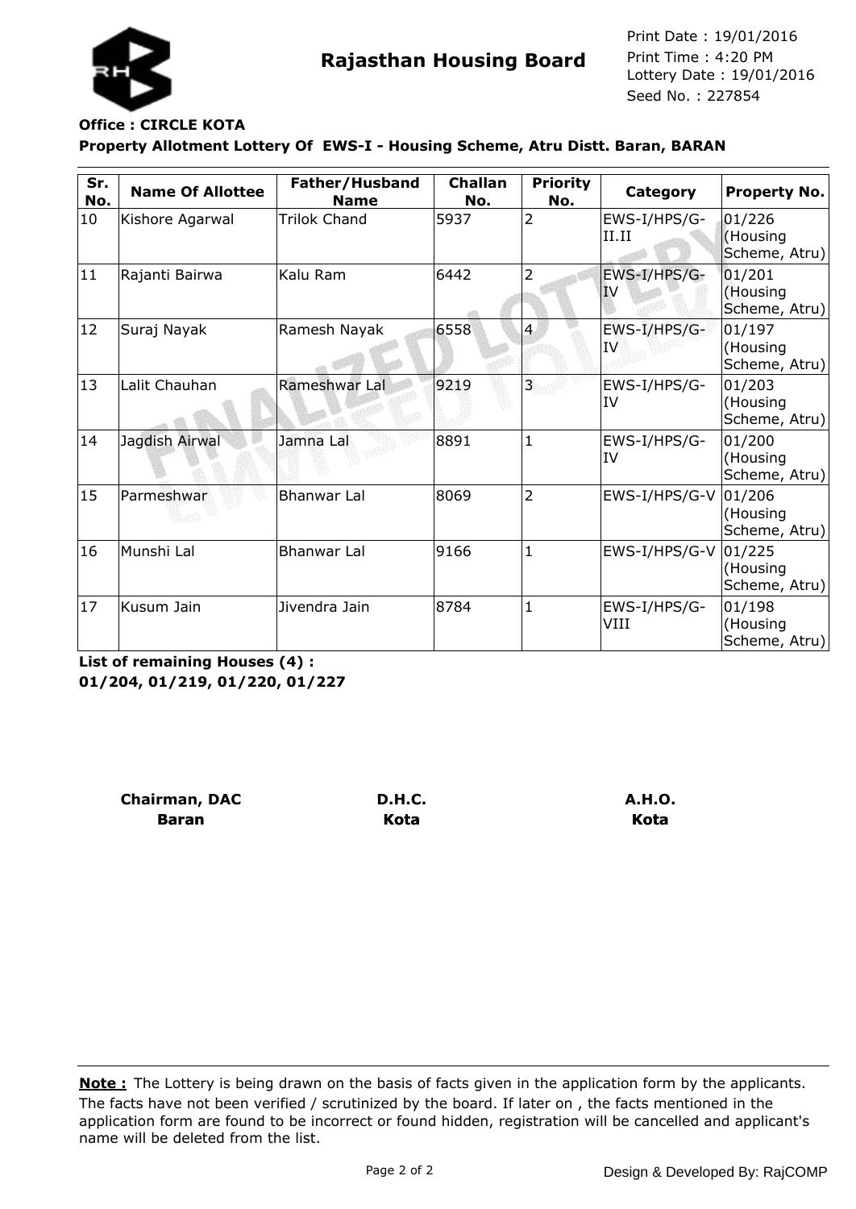# Rajasthan Housing Board

Print Date : 19/01/2016
Print Time : 4:20 PM
Lottery Date : 19/01/2016
Seed No. : 227854

**Office : CIRCLE KOTA**

**Property Allotment Lottery Of EWS-I - Housing Scheme, Atru Distt. Baran, BARAN**

| Sr. No. | Name Of Allottee | Father/Husband Name | Challan No. | Priority No. | Category | Property No. |
|---|---|---|---|---|---|---|
| 10 | Kishore Agarwal | Trilok Chand | 5937 | 2 | EWS-I/HPS/G-II.II | 01/226 (Housing Scheme, Atru) |
| 11 | Rajanti Bairwa | Kalu Ram | 6442 | 2 | EWS-I/HPS/G-IV | 01/201 (Housing Scheme, Atru) |
| 12 | Suraj Nayak | Ramesh Nayak | 6558 | 4 | EWS-I/HPS/G-IV | 01/197 (Housing Scheme, Atru) |
| 13 | Lalit Chauhan | Rameshwar Lal | 9219 | 3 | EWS-I/HPS/G-IV | 01/203 (Housing Scheme, Atru) |
| 14 | Jagdish Airwal | Jamna Lal | 8891 | 1 | EWS-I/HPS/G-IV | 01/200 (Housing Scheme, Atru) |
| 15 | Parmeshwar | Bhanwar Lal | 8069 | 2 | EWS-I/HPS/G-V | 01/206 (Housing Scheme, Atru) |
| 16 | Munshi Lal | Bhanwar Lal | 9166 | 1 | EWS-I/HPS/G-V | 01/225 (Housing Scheme, Atru) |
| 17 | Kusum Jain | Jivendra Jain | 8784 | 1 | EWS-I/HPS/G-VIII | 01/198 (Housing Scheme, Atru) |

**List of remaining Houses (4) :**
**01/204, 01/219, 01/220, 01/227**

**Chairman, DAC**
**Baran**

**D.H.C.**
**Kota**

**A.H.O.**
**Kota**

**Note :** The Lottery is being drawn on the basis of facts given in the application form by the applicants. The facts have not been verified / scrutinized by the board. If later on , the facts mentioned in the application form are found to be incorrect or found hidden, registration will be cancelled and applicant's name will be deleted from the list.

Design & Developed By: RajCOMP